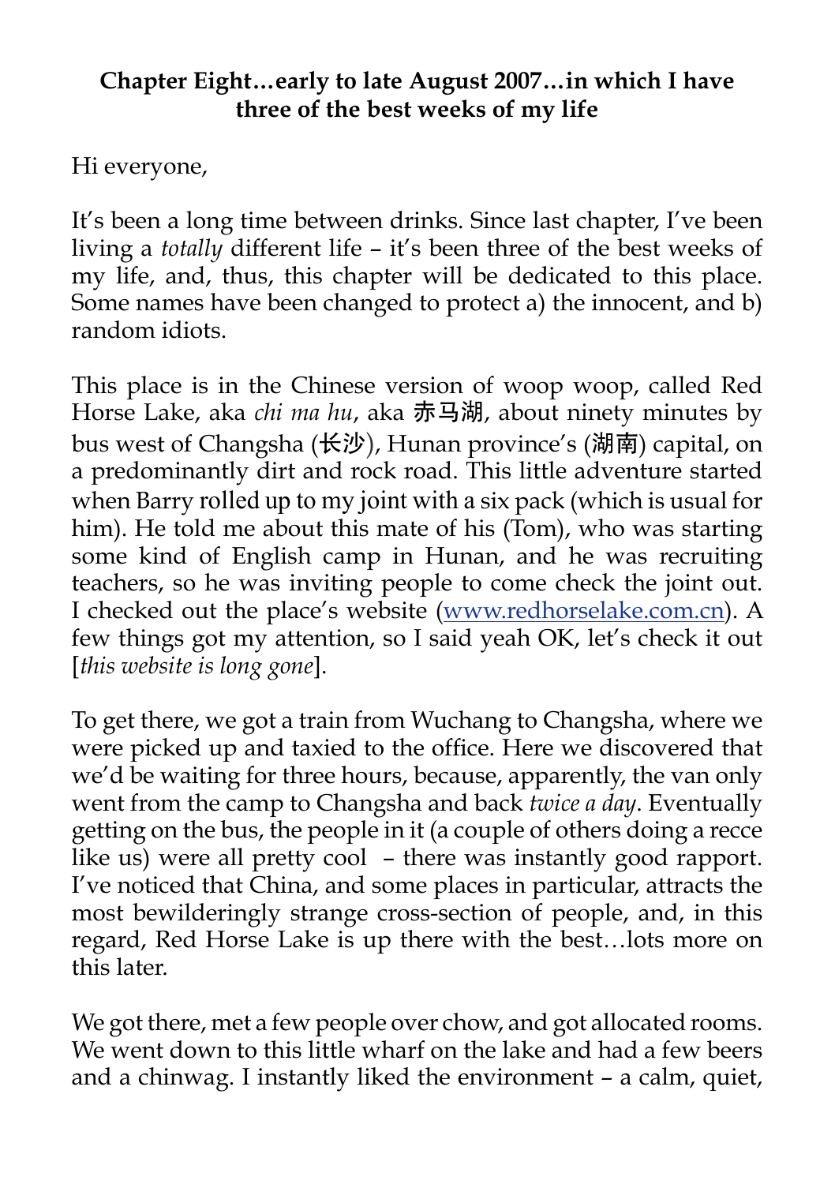**Chapter Eight…early to late August 2007…in which I have three of the best weeks of my life**

Hi everyone,

It's been a long time between drinks. Since last chapter, I've been living a *totally* different life – it's been three of the best weeks of my life, and, thus, this chapter will be dedicated to this place. Some names have been changed to protect a) the innocent, and b) random idiots.

This place is in the Chinese version of woop woop, called Red Horse Lake, aka *chi ma hu*, aka 赤马湖, about ninety minutes by bus west of Changsha (长沙), Hunan province's (湖南) capital, on a predominantly dirt and rock road. This little adventure started when Barry rolled up to my joint with a six pack (which is usual for him). He told me about this mate of his (Tom), who was starting some kind of English camp in Hunan, and he was recruiting teachers, so he was inviting people to come check the joint out. I checked out the place's website (www.redhorselake.com.cn). A few things got my attention, so I said yeah OK, let's check it out [*this website is long gone*].

To get there, we got a train from Wuchang to Changsha, where we were picked up and taxied to the office. Here we discovered that we'd be waiting for three hours, because, apparently, the van only went from the camp to Changsha and back *twice a day*. Eventually getting on the bus, the people in it (a couple of others doing a recce like us) were all pretty cool – there was instantly good rapport. I've noticed that China, and some places in particular, attracts the most bewilderingly strange cross-section of people, and, in this regard, Red Horse Lake is up there with the best…lots more on this later.

We got there, met a few people over chow, and got allocated rooms. We went down to this little wharf on the lake and had a few beers and a chinwag. I instantly liked the environment – a calm, quiet,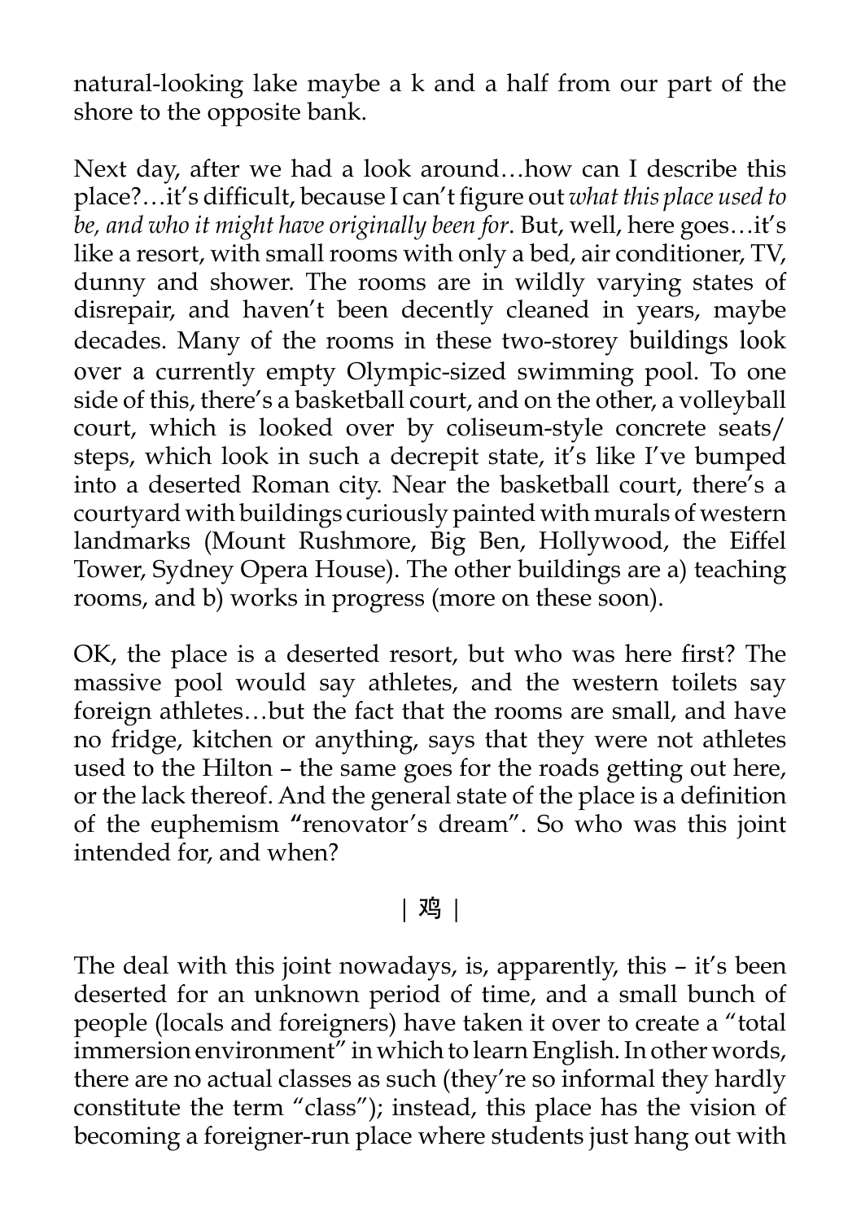natural-looking lake maybe a k and a half from our part of the shore to the opposite bank.

Next day, after we had a look around…how can I describe this place?…it's difficult, because I can't figure out *what this place used to be, and who it might have originally been for*. But, well, here goes…it's like a resort, with small rooms with only a bed, air conditioner, TV, dunny and shower. The rooms are in wildly varying states of disrepair, and haven't been decently cleaned in years, maybe decades. Many of the rooms in these two-storey buildings look over a currently empty Olympic-sized swimming pool. To one side of this, there's a basketball court, and on the other, a volleyball court, which is looked over by coliseum-style concrete seats/ steps, which look in such a decrepit state, it's like I've bumped into a deserted Roman city. Near the basketball court, there's a courtyard with buildings curiously painted with murals of western landmarks (Mount Rushmore, Big Ben, Hollywood, the Eiffel Tower, Sydney Opera House). The other buildings are a) teaching rooms, and b) works in progress (more on these soon).

OK, the place is a deserted resort, but who was here first? The massive pool would say athletes, and the western toilets say foreign athletes…but the fact that the rooms are small, and have no fridge, kitchen or anything, says that they were not athletes used to the Hilton – the same goes for the roads getting out here, or the lack thereof. And the general state of the place is a definition of the euphemism "renovator's dream". So who was this joint intended for, and when?

| 鸡 |

The deal with this joint nowadays, is, apparently, this – it's been deserted for an unknown period of time, and a small bunch of people (locals and foreigners) have taken it over to create a "total immersion environment" in which to learn English. In other words, there are no actual classes as such (they're so informal they hardly constitute the term "class"); instead, this place has the vision of becoming a foreigner-run place where students just hang out with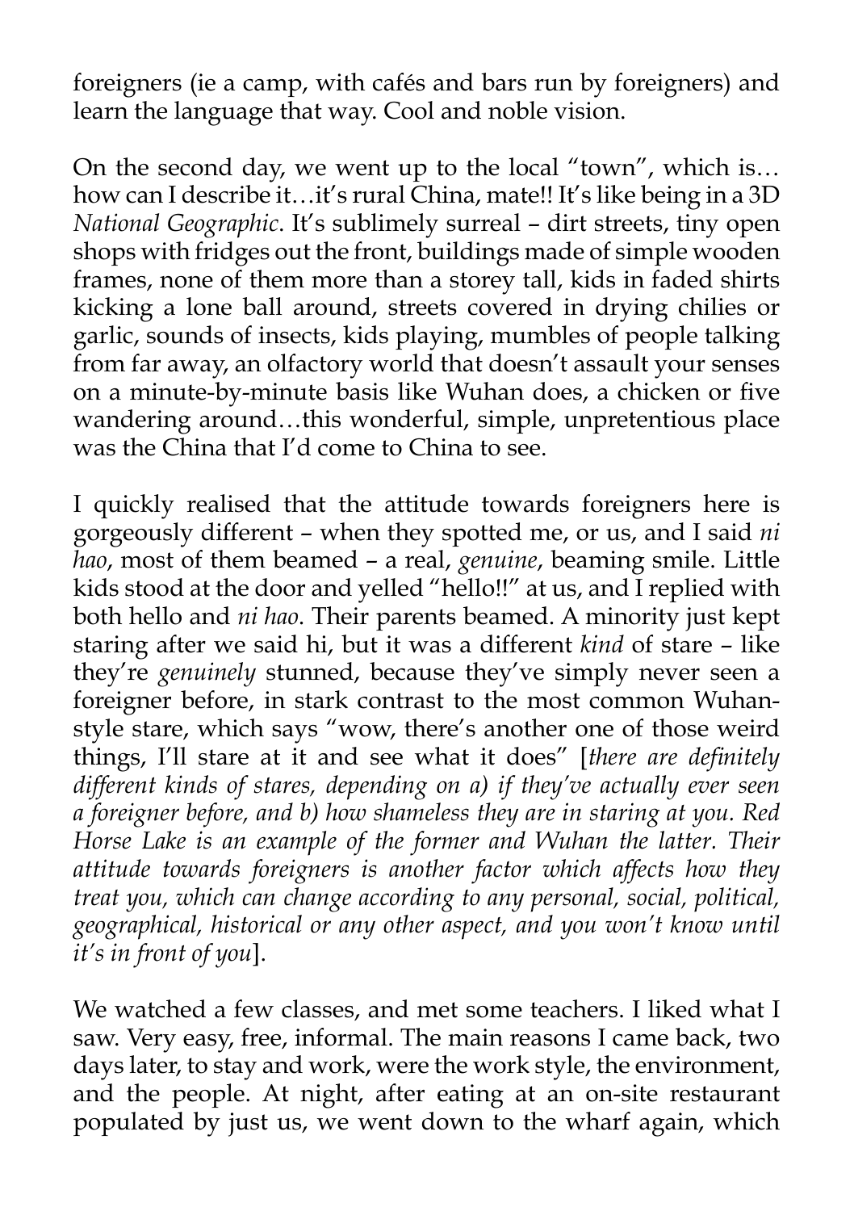foreigners (ie a camp, with cafés and bars run by foreigners) and learn the language that way. Cool and noble vision.

On the second day, we went up to the local "town", which is…how can I describe it…it's rural China, mate!! It's like being in a 3D *National Geographic*. It's sublimely surreal – dirt streets, tiny open shops with fridges out the front, buildings made of simple wooden frames, none of them more than a storey tall, kids in faded shirts kicking a lone ball around, streets covered in drying chilies or garlic, sounds of insects, kids playing, mumbles of people talking from far away, an olfactory world that doesn't assault your senses on a minute-by-minute basis like Wuhan does, a chicken or five wandering around…this wonderful, simple, unpretentious place was the China that I'd come to China to see.

I quickly realised that the attitude towards foreigners here is gorgeously different – when they spotted me, or us, and I said *ni hao*, most of them beamed – a real, *genuine*, beaming smile. Little kids stood at the door and yelled "hello!!" at us, and I replied with both hello and *ni hao.* Their parents beamed. A minority just kept staring after we said hi, but it was a different *kind* of stare – like they're *genuinely* stunned, because they've simply never seen a foreigner before, in stark contrast to the most common Wuhan-style stare, which says "wow, there's another one of those weird things, I'll stare at it and see what it does" [*there are definitely different kinds of stares, depending on a) if they've actually ever seen a foreigner before, and b) how shameless they are in staring at you. Red Horse Lake is an example of the former and Wuhan the latter. Their attitude towards foreigners is another factor which affects how they treat you, which can change according to any personal, social, political, geographical, historical or any other aspect, and you won't know until it's in front of you*].

We watched a few classes, and met some teachers. I liked what I saw. Very easy, free, informal. The main reasons I came back, two days later, to stay and work, were the work style, the environment, and the people. At night, after eating at an on-site restaurant populated by just us, we went down to the wharf again, which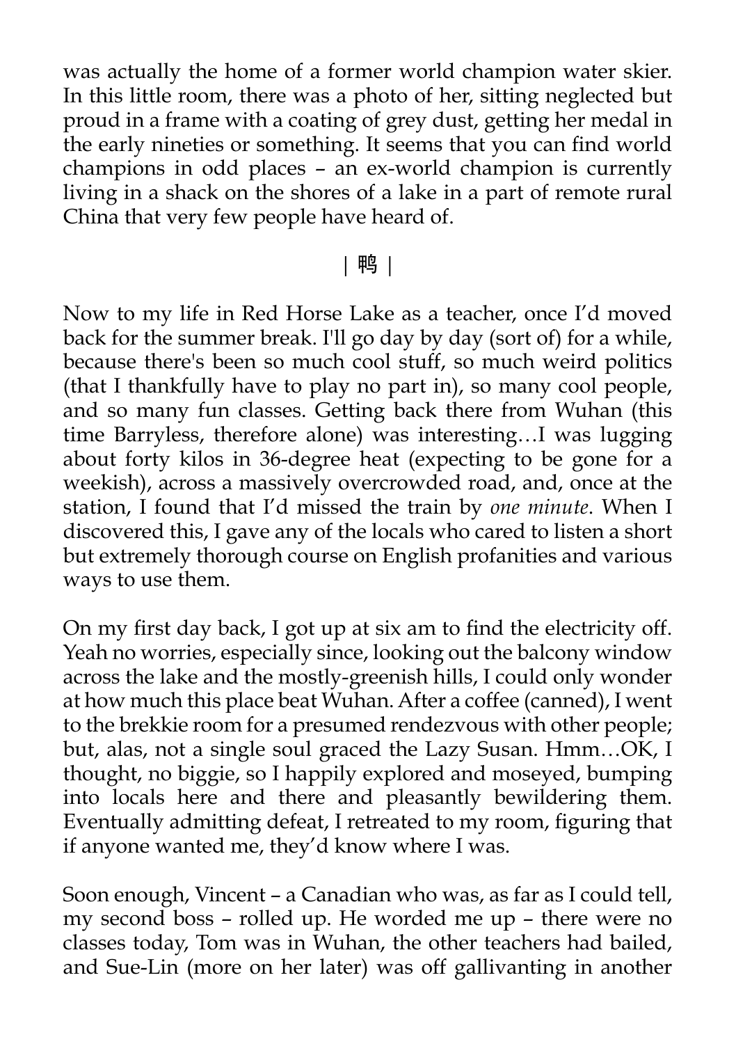was actually the home of a former world champion water skier. In this little room, there was a photo of her, sitting neglected but proud in a frame with a coating of grey dust, getting her medal in the early nineties or something. It seems that you can find world champions in odd places – an ex-world champion is currently living in a shack on the shores of a lake in a part of remote rural China that very few people have heard of.

| 鸭 |

Now to my life in Red Horse Lake as a teacher, once I'd moved back for the summer break. I'll go day by day (sort of) for a while, because there's been so much cool stuff, so much weird politics (that I thankfully have to play no part in), so many cool people, and so many fun classes. Getting back there from Wuhan (this time Barryless, therefore alone) was interesting…I was lugging about forty kilos in 36-degree heat (expecting to be gone for a weekish), across a massively overcrowded road, and, once at the station, I found that I'd missed the train by *one minute*. When I discovered this, I gave any of the locals who cared to listen a short but extremely thorough course on English profanities and various ways to use them.

On my first day back, I got up at six am to find the electricity off. Yeah no worries, especially since, looking out the balcony window across the lake and the mostly-greenish hills, I could only wonder at how much this place beat Wuhan. After a coffee (canned), I went to the brekkie room for a presumed rendezvous with other people; but, alas, not a single soul graced the Lazy Susan. Hmm…OK, I thought, no biggie, so I happily explored and moseyed, bumping into locals here and there and pleasantly bewildering them. Eventually admitting defeat, I retreated to my room, figuring that if anyone wanted me, they'd know where I was.

Soon enough, Vincent – a Canadian who was, as far as I could tell, my second boss – rolled up. He worded me up – there were no classes today, Tom was in Wuhan, the other teachers had bailed, and Sue-Lin (more on her later) was off gallivanting in another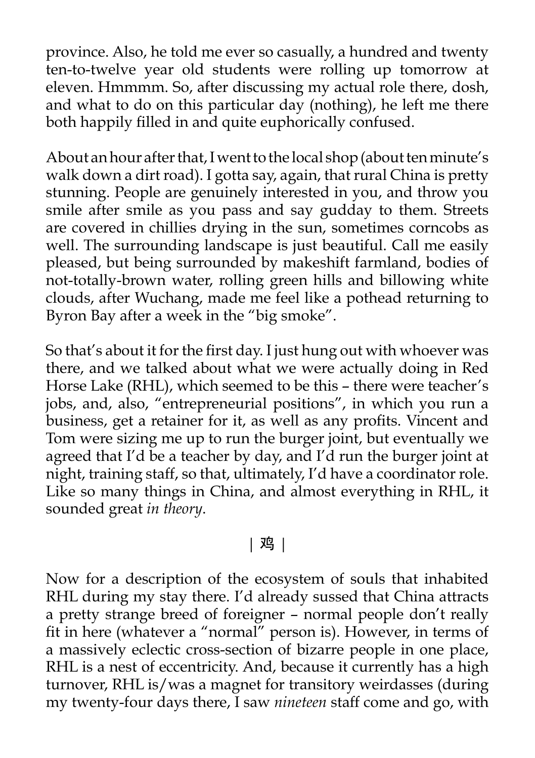province. Also, he told me ever so casually, a hundred and twenty ten-to-twelve year old students were rolling up tomorrow at eleven. Hmmmm. So, after discussing my actual role there, dosh, and what to do on this particular day (nothing), he left me there both happily filled in and quite euphorically confused.

About an hour after that, I went to the local shop (about ten minute's walk down a dirt road). I gotta say, again, that rural China is pretty stunning. People are genuinely interested in you, and throw you smile after smile as you pass and say gudday to them. Streets are covered in chillies drying in the sun, sometimes corncobs as well. The surrounding landscape is just beautiful. Call me easily pleased, but being surrounded by makeshift farmland, bodies of not-totally-brown water, rolling green hills and billowing white clouds, after Wuchang, made me feel like a pothead returning to Byron Bay after a week in the "big smoke".

So that's about it for the first day. I just hung out with whoever was there, and we talked about what we were actually doing in Red Horse Lake (RHL), which seemed to be this – there were teacher's jobs, and, also, "entrepreneurial positions", in which you run a business, get a retainer for it, as well as any profits. Vincent and Tom were sizing me up to run the burger joint, but eventually we agreed that I'd be a teacher by day, and I'd run the burger joint at night, training staff, so that, ultimately, I'd have a coordinator role. Like so many things in China, and almost everything in RHL, it sounded great *in theory*.

| 鸡 |

Now for a description of the ecosystem of souls that inhabited RHL during my stay there. I'd already sussed that China attracts a pretty strange breed of foreigner – normal people don't really fit in here (whatever a "normal" person is). However, in terms of a massively eclectic cross-section of bizarre people in one place, RHL is a nest of eccentricity. And, because it currently has a high turnover, RHL is/was a magnet for transitory weirdasses (during my twenty-four days there, I saw *nineteen* staff come and go, with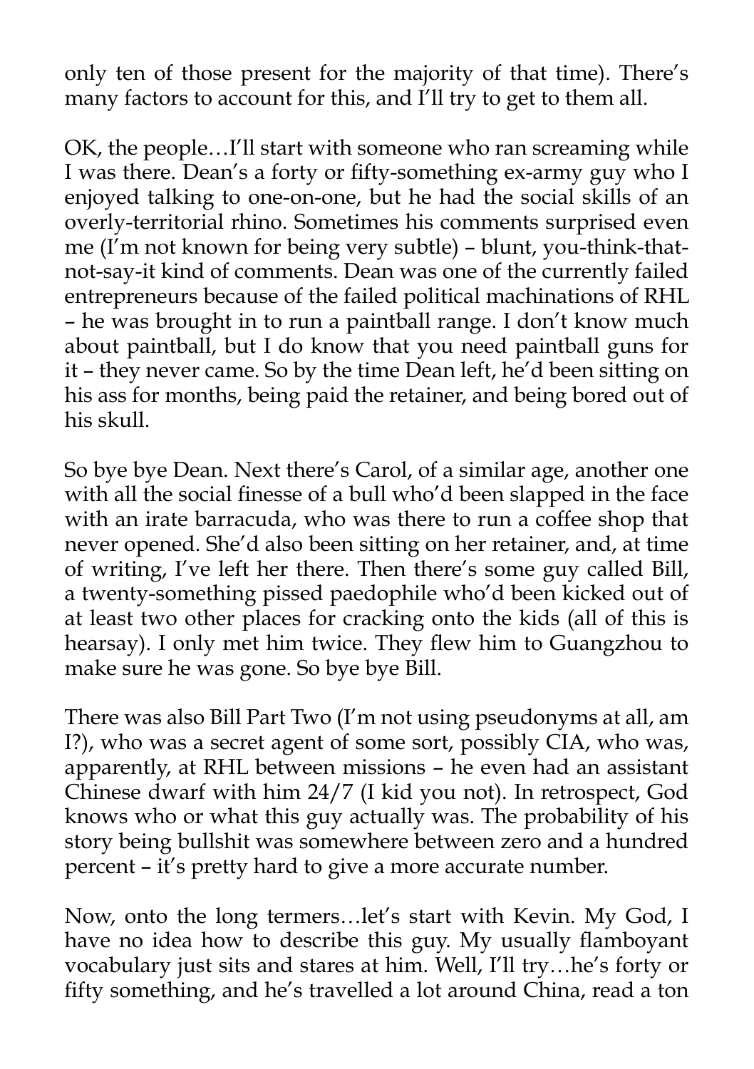only ten of those present for the majority of that time). There's many factors to account for this, and I'll try to get to them all.

OK, the people…I'll start with someone who ran screaming while I was there. Dean's a forty or fifty-something ex-army guy who I enjoyed talking to one-on-one, but he had the social skills of an overly-territorial rhino. Sometimes his comments surprised even me (I'm not known for being very subtle) – blunt, you-think-that-not-say-it kind of comments. Dean was one of the currently failed entrepreneurs because of the failed political machinations of RHL – he was brought in to run a paintball range. I don't know much about paintball, but I do know that you need paintball guns for it – they never came. So by the time Dean left, he'd been sitting on his ass for months, being paid the retainer, and being bored out of his skull.

So bye bye Dean. Next there's Carol, of a similar age, another one with all the social finesse of a bull who'd been slapped in the face with an irate barracuda, who was there to run a coffee shop that never opened. She'd also been sitting on her retainer, and, at time of writing, I've left her there. Then there's some guy called Bill, a twenty-something pissed paedophile who'd been kicked out of at least two other places for cracking onto the kids (all of this is hearsay). I only met him twice. They flew him to Guangzhou to make sure he was gone. So bye bye Bill.

There was also Bill Part Two (I'm not using pseudonyms at all, am I?), who was a secret agent of some sort, possibly CIA, who was, apparently, at RHL between missions – he even had an assistant Chinese dwarf with him 24/7 (I kid you not). In retrospect, God knows who or what this guy actually was. The probability of his story being bullshit was somewhere between zero and a hundred percent – it's pretty hard to give a more accurate number.

Now, onto the long termers…let's start with Kevin. My God, I have no idea how to describe this guy. My usually flamboyant vocabulary just sits and stares at him. Well, I'll try…he's forty or fifty something, and he's travelled a lot around China, read a ton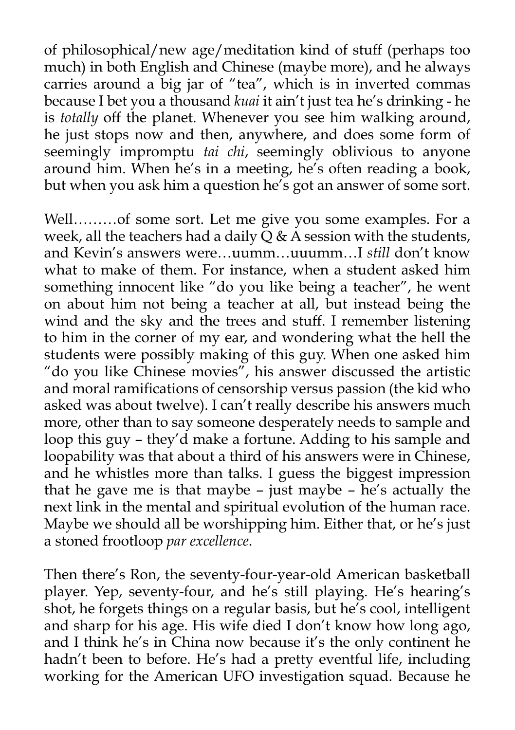of philosophical/new age/meditation kind of stuff (perhaps too much) in both English and Chinese (maybe more), and he always carries around a big jar of "tea", which is in inverted commas because I bet you a thousand *kuai* it ain't just tea he's drinking - he is *totally* off the planet. Whenever you see him walking around, he just stops now and then, anywhere, and does some form of seemingly impromptu *tai chi*, seemingly oblivious to anyone around him. When he's in a meeting, he's often reading a book, but when you ask him a question he's got an answer of some sort.

Well………of some sort. Let me give you some examples. For a week, all the teachers had a daily Q & A session with the students, and Kevin's answers were…uumm…uuumm…I *still* don't know what to make of them. For instance, when a student asked him something innocent like "do you like being a teacher", he went on about him not being a teacher at all, but instead being the wind and the sky and the trees and stuff. I remember listening to him in the corner of my ear, and wondering what the hell the students were possibly making of this guy. When one asked him "do you like Chinese movies", his answer discussed the artistic and moral ramifications of censorship versus passion (the kid who asked was about twelve). I can't really describe his answers much more, other than to say someone desperately needs to sample and loop this guy – they'd make a fortune. Adding to his sample and loopability was that about a third of his answers were in Chinese, and he whistles more than talks. I guess the biggest impression that he gave me is that maybe – just maybe – he's actually the next link in the mental and spiritual evolution of the human race. Maybe we should all be worshipping him. Either that, or he's just a stoned frootloop *par excellence*.

Then there's Ron, the seventy-four-year-old American basketball player. Yep, seventy-four, and he's still playing. He's hearing's shot, he forgets things on a regular basis, but he's cool, intelligent and sharp for his age. His wife died I don't know how long ago, and I think he's in China now because it's the only continent he hadn't been to before. He's had a pretty eventful life, including working for the American UFO investigation squad. Because he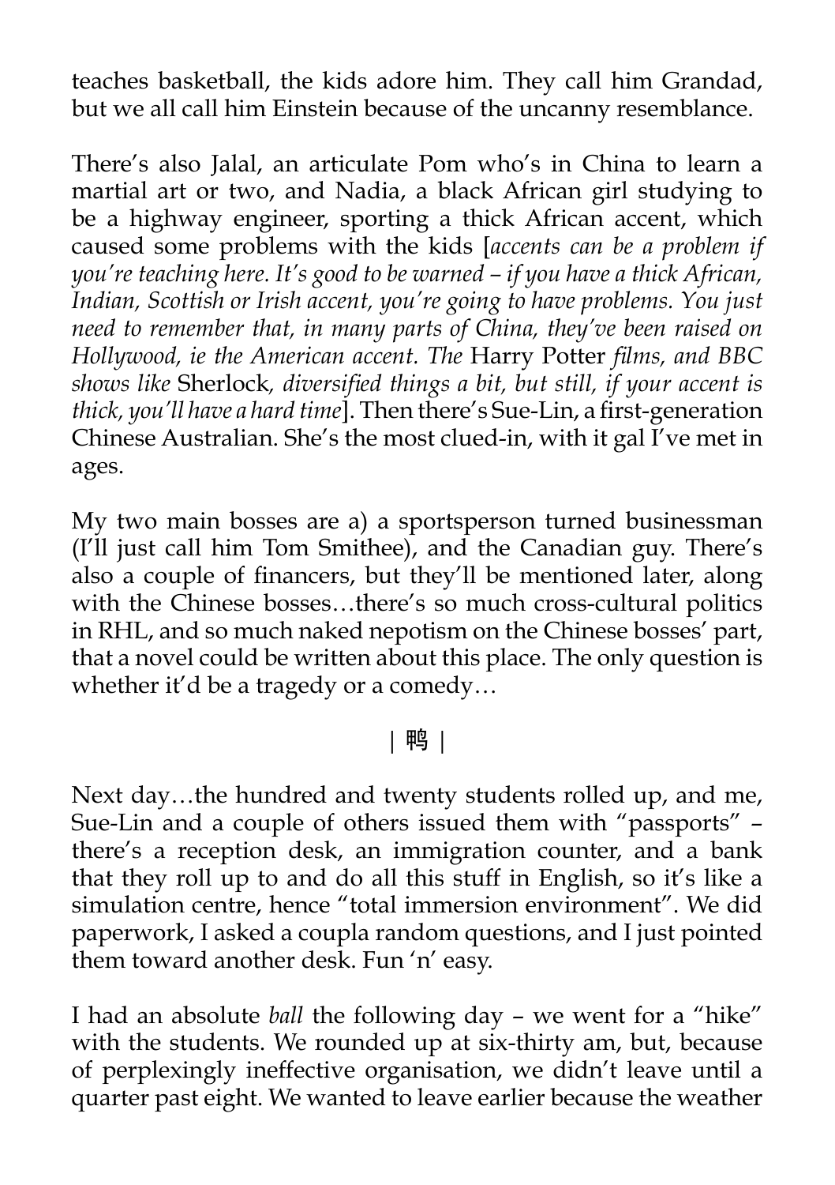teaches basketball, the kids adore him. They call him Grandad, but we all call him Einstein because of the uncanny resemblance.

There's also Jalal, an articulate Pom who's in China to learn a martial art or two, and Nadia, a black African girl studying to be a highway engineer, sporting a thick African accent, which caused some problems with the kids [*accents can be a problem if you're teaching here. It's good to be warned – if you have a thick African, Indian, Scottish or Irish accent, you're going to have problems. You just need to remember that, in many parts of China, they've been raised on Hollywood, ie the American accent. The* Harry Potter *films, and BBC shows like* Sherlock*, diversified things a bit, but still, if your accent is thick, you'll have a hard time*]. Then there's Sue-Lin, a first-generation Chinese Australian. She's the most clued-in, with it gal I've met in ages.

My two main bosses are a) a sportsperson turned businessman (I'll just call him Tom Smithee), and the Canadian guy. There's also a couple of financers, but they'll be mentioned later, along with the Chinese bosses…there's so much cross-cultural politics in RHL, and so much naked nepotism on the Chinese bosses' part, that a novel could be written about this place. The only question is whether it'd be a tragedy or a comedy…

| 鸭 |

Next day…the hundred and twenty students rolled up, and me, Sue-Lin and a couple of others issued them with "passports" – there's a reception desk, an immigration counter, and a bank that they roll up to and do all this stuff in English, so it's like a simulation centre, hence "total immersion environment". We did paperwork, I asked a coupla random questions, and I just pointed them toward another desk. Fun 'n' easy.

I had an absolute *ball* the following day – we went for a "hike" with the students. We rounded up at six-thirty am, but, because of perplexingly ineffective organisation, we didn't leave until a quarter past eight. We wanted to leave earlier because the weather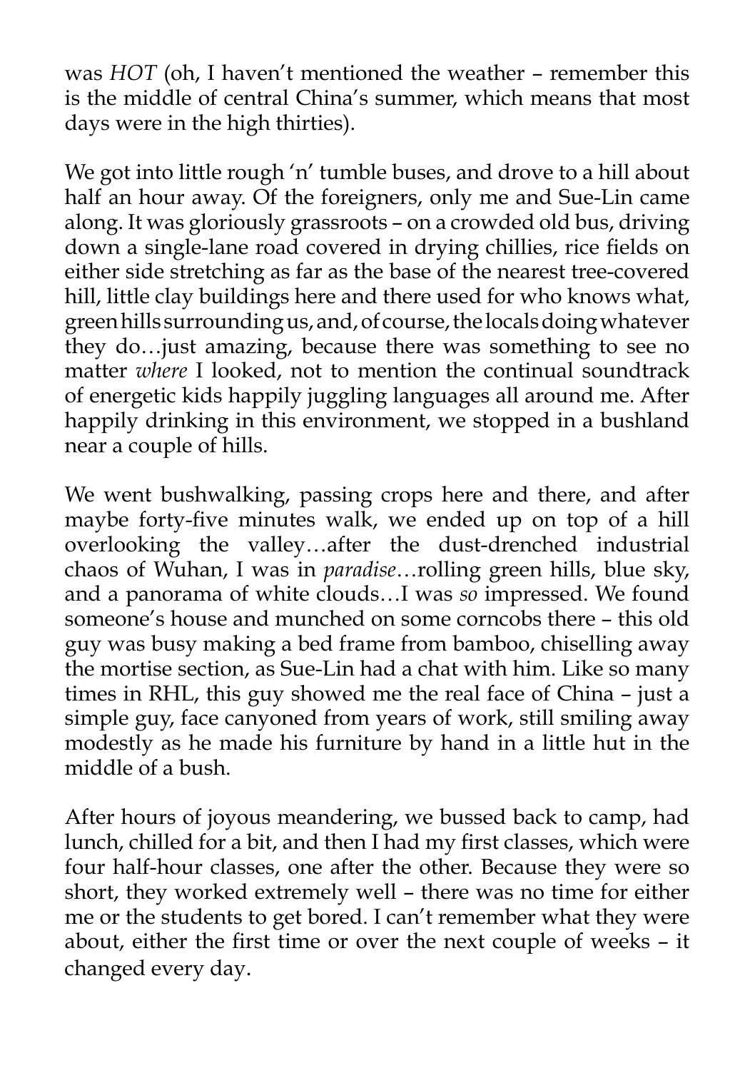was *HOT* (oh, I haven't mentioned the weather – remember this is the middle of central China's summer, which means that most days were in the high thirties).

We got into little rough 'n' tumble buses, and drove to a hill about half an hour away. Of the foreigners, only me and Sue-Lin came along. It was gloriously grassroots – on a crowded old bus, driving down a single-lane road covered in drying chillies, rice fields on either side stretching as far as the base of the nearest tree-covered hill, little clay buildings here and there used for who knows what, green hills surrounding us, and, of course, the locals doing whatever they do…just amazing, because there was something to see no matter *where* I looked, not to mention the continual soundtrack of energetic kids happily juggling languages all around me. After happily drinking in this environment, we stopped in a bushland near a couple of hills.

We went bushwalking, passing crops here and there, and after maybe forty-five minutes walk, we ended up on top of a hill overlooking the valley…after the dust-drenched industrial chaos of Wuhan, I was in *paradise*…rolling green hills, blue sky, and a panorama of white clouds…I was *so* impressed. We found someone's house and munched on some corncobs there – this old guy was busy making a bed frame from bamboo, chiselling away the mortise section, as Sue-Lin had a chat with him. Like so many times in RHL, this guy showed me the real face of China – just a simple guy, face canyoned from years of work, still smiling away modestly as he made his furniture by hand in a little hut in the middle of a bush.

After hours of joyous meandering, we bussed back to camp, had lunch, chilled for a bit, and then I had my first classes, which were four half-hour classes, one after the other. Because they were so short, they worked extremely well – there was no time for either me or the students to get bored. I can't remember what they were about, either the first time or over the next couple of weeks – it changed every day.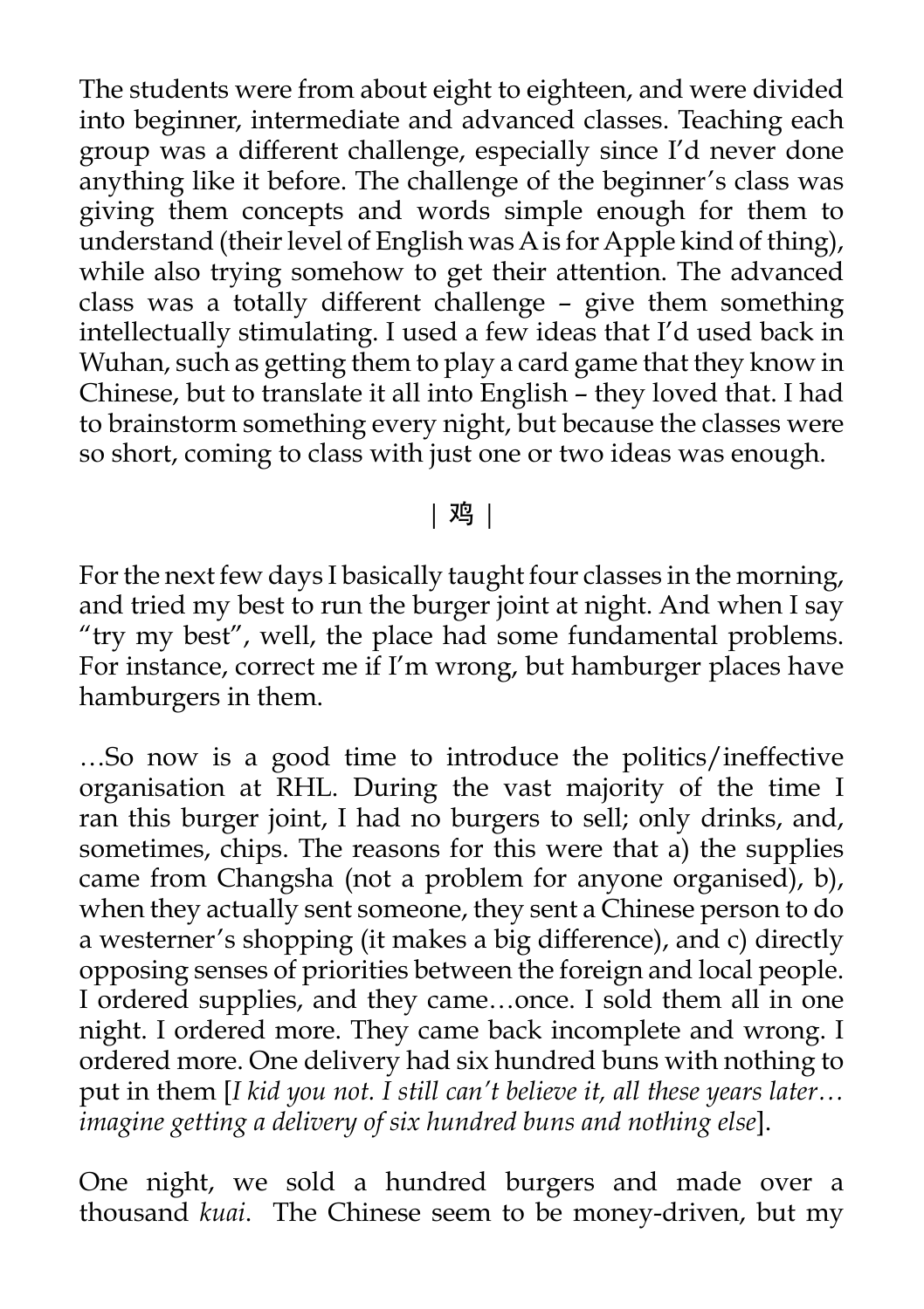The students were from about eight to eighteen, and were divided into beginner, intermediate and advanced classes. Teaching each group was a different challenge, especially since I'd never done anything like it before. The challenge of the beginner's class was giving them concepts and words simple enough for them to understand (their level of English was A is for Apple kind of thing), while also trying somehow to get their attention. The advanced class was a totally different challenge – give them something intellectually stimulating. I used a few ideas that I'd used back in Wuhan, such as getting them to play a card game that they know in Chinese, but to translate it all into English – they loved that. I had to brainstorm something every night, but because the classes were so short, coming to class with just one or two ideas was enough.

| 鸡 |

For the next few days I basically taught four classes in the morning, and tried my best to run the burger joint at night. And when I say "try my best", well, the place had some fundamental problems. For instance, correct me if I'm wrong, but hamburger places have hamburgers in them.

…So now is a good time to introduce the politics/ineffective organisation at RHL. During the vast majority of the time I ran this burger joint, I had no burgers to sell; only drinks, and, sometimes, chips. The reasons for this were that a) the supplies came from Changsha (not a problem for anyone organised), b), when they actually sent someone, they sent a Chinese person to do a westerner's shopping (it makes a big difference), and c) directly opposing senses of priorities between the foreign and local people. I ordered supplies, and they came…once. I sold them all in one night. I ordered more. They came back incomplete and wrong. I ordered more. One delivery had six hundred buns with nothing to put in them [*I kid you not. I still can't believe it, all these years later… imagine getting a delivery of six hundred buns and nothing else*].

One night, we sold a hundred burgers and made over a thousand *kuai*. The Chinese seem to be money-driven, but my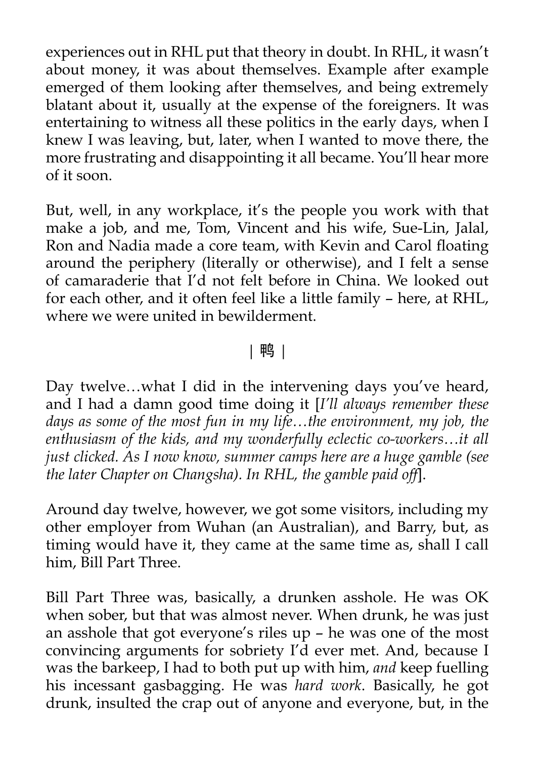experiences out in RHL put that theory in doubt. In RHL, it wasn't about money, it was about themselves. Example after example emerged of them looking after themselves, and being extremely blatant about it, usually at the expense of the foreigners. It was entertaining to witness all these politics in the early days, when I knew I was leaving, but, later, when I wanted to move there, the more frustrating and disappointing it all became. You'll hear more of it soon.

But, well, in any workplace, it's the people you work with that make a job, and me, Tom, Vincent and his wife, Sue-Lin, Jalal, Ron and Nadia made a core team, with Kevin and Carol floating around the periphery (literally or otherwise), and I felt a sense of camaraderie that I'd not felt before in China. We looked out for each other, and it often feel like a little family – here, at RHL, where we were united in bewilderment.

| 鸭 |

Day twelve…what I did in the intervening days you've heard, and I had a damn good time doing it [*I'll always remember these days as some of the most fun in my life…the environment, my job, the enthusiasm of the kids, and my wonderfully eclectic co-workers…it all just clicked. As I now know, summer camps here are a huge gamble (see the later Chapter on Changsha). In RHL, the gamble paid off*].

Around day twelve, however, we got some visitors, including my other employer from Wuhan (an Australian), and Barry, but, as timing would have it, they came at the same time as, shall I call him, Bill Part Three.

Bill Part Three was, basically, a drunken asshole. He was OK when sober, but that was almost never. When drunk, he was just an asshole that got everyone's riles up – he was one of the most convincing arguments for sobriety I'd ever met. And, because I was the barkeep, I had to both put up with him, *and* keep fuelling his incessant gasbagging. He was *hard work*. Basically, he got drunk, insulted the crap out of anyone and everyone, but, in the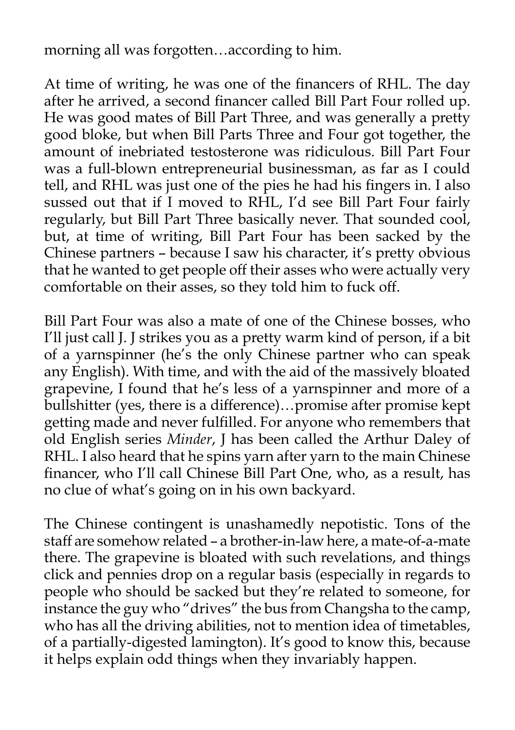morning all was forgotten…according to him.

At time of writing, he was one of the financers of RHL. The day after he arrived, a second financer called Bill Part Four rolled up. He was good mates of Bill Part Three, and was generally a pretty good bloke, but when Bill Parts Three and Four got together, the amount of inebriated testosterone was ridiculous. Bill Part Four was a full-blown entrepreneurial businessman, as far as I could tell, and RHL was just one of the pies he had his fingers in. I also sussed out that if I moved to RHL, I'd see Bill Part Four fairly regularly, but Bill Part Three basically never. That sounded cool, but, at time of writing, Bill Part Four has been sacked by the Chinese partners – because I saw his character, it's pretty obvious that he wanted to get people off their asses who were actually very comfortable on their asses, so they told him to fuck off.

Bill Part Four was also a mate of one of the Chinese bosses, who I'll just call J. J strikes you as a pretty warm kind of person, if a bit of a yarnspinner (he's the only Chinese partner who can speak any English). With time, and with the aid of the massively bloated grapevine, I found that he's less of a yarnspinner and more of a bullshitter (yes, there is a difference)…promise after promise kept getting made and never fulfilled. For anyone who remembers that old English series *Minder*, J has been called the Arthur Daley of RHL. I also heard that he spins yarn after yarn to the main Chinese financer, who I'll call Chinese Bill Part One, who, as a result, has no clue of what's going on in his own backyard.

The Chinese contingent is unashamedly nepotistic. Tons of the staff are somehow related – a brother-in-law here, a mate-of-a-mate there. The grapevine is bloated with such revelations, and things click and pennies drop on a regular basis (especially in regards to people who should be sacked but they're related to someone, for instance the guy who "drives" the bus from Changsha to the camp, who has all the driving abilities, not to mention idea of timetables, of a partially-digested lamington). It's good to know this, because it helps explain odd things when they invariably happen.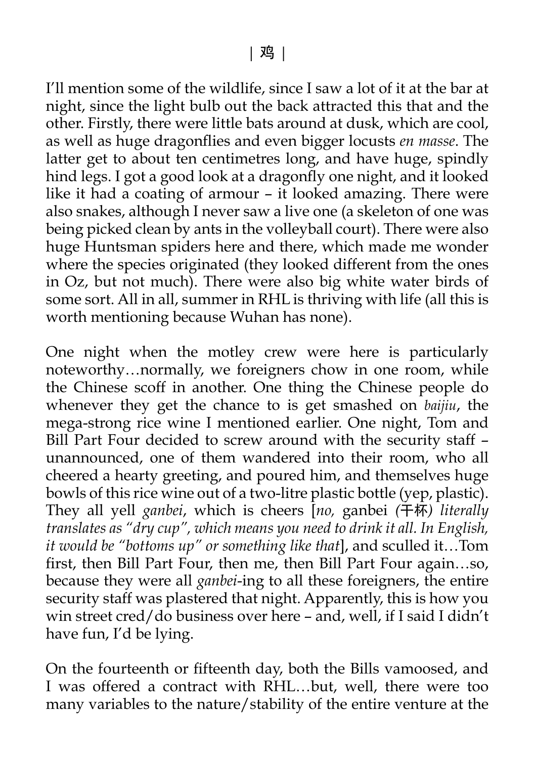I'll mention some of the wildlife, since I saw a lot of it at the bar at night, since the light bulb out the back attracted this that and the other. Firstly, there were little bats around at dusk, which are cool, as well as huge dragonflies and even bigger locusts *en masse*. The latter get to about ten centimetres long, and have huge, spindly hind legs. I got a good look at a dragonfly one night, and it looked like it had a coating of armour – it looked amazing. There were also snakes, although I never saw a live one (a skeleton of one was being picked clean by ants in the volleyball court). There were also huge Huntsman spiders here and there, which made me wonder where the species originated (they looked different from the ones in Oz, but not much). There were also big white water birds of some sort. All in all, summer in RHL is thriving with life (all this is worth mentioning because Wuhan has none).

One night when the motley crew were here is particularly noteworthy…normally, we foreigners chow in one room, while the Chinese scoff in another. One thing the Chinese people do whenever they get the chance to is get smashed on *baijiu*, the mega-strong rice wine I mentioned earlier. One night, Tom and Bill Part Four decided to screw around with the security staff – unannounced, one of them wandered into their room, who all cheered a hearty greeting, and poured him, and themselves huge bowls of this rice wine out of a two-litre plastic bottle (yep, plastic). They all yell *ganbei*, which is cheers [*no,* ganbei *(干杯) literally translates as "dry cup", which means you need to drink it all. In English, it would be "bottoms up" or something like that*], and sculled it…Tom first, then Bill Part Four, then me, then Bill Part Four again…so, because they were all *ganbei*-ing to all these foreigners, the entire security staff was plastered that night. Apparently, this is how you win street cred/do business over here – and, well, if I said I didn't have fun, I'd be lying.

On the fourteenth or fifteenth day, both the Bills vamoosed, and I was offered a contract with RHL…but, well, there were too many variables to the nature/stability of the entire venture at the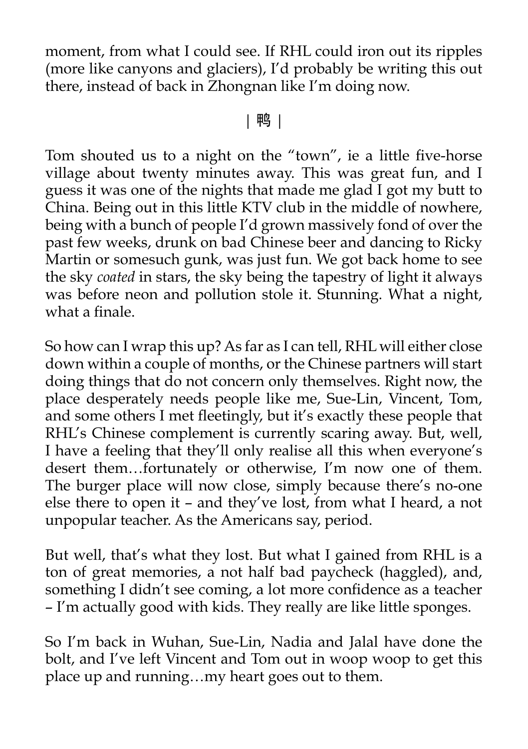moment, from what I could see. If RHL could iron out its ripples (more like canyons and glaciers), I'd probably be writing this out there, instead of back in Zhongnan like I'm doing now.

| 鸭 |

Tom shouted us to a night on the "town", ie a little five-horse village about twenty minutes away. This was great fun, and I guess it was one of the nights that made me glad I got my butt to China. Being out in this little KTV club in the middle of nowhere, being with a bunch of people I'd grown massively fond of over the past few weeks, drunk on bad Chinese beer and dancing to Ricky Martin or somesuch gunk, was just fun. We got back home to see the sky *coated* in stars, the sky being the tapestry of light it always was before neon and pollution stole it. Stunning. What a night, what a finale.

So how can I wrap this up? As far as I can tell, RHL will either close down within a couple of months, or the Chinese partners will start doing things that do not concern only themselves. Right now, the place desperately needs people like me, Sue-Lin, Vincent, Tom, and some others I met fleetingly, but it's exactly these people that RHL's Chinese complement is currently scaring away. But, well, I have a feeling that they'll only realise all this when everyone's desert them…fortunately or otherwise, I'm now one of them. The burger place will now close, simply because there's no-one else there to open it – and they've lost, from what I heard, a not unpopular teacher. As the Americans say, period.

But well, that's what they lost. But what I gained from RHL is a ton of great memories, a not half bad paycheck (haggled), and, something I didn't see coming, a lot more confidence as a teacher – I'm actually good with kids. They really are like little sponges.

So I'm back in Wuhan, Sue-Lin, Nadia and Jalal have done the bolt, and I've left Vincent and Tom out in woop woop to get this place up and running…my heart goes out to them.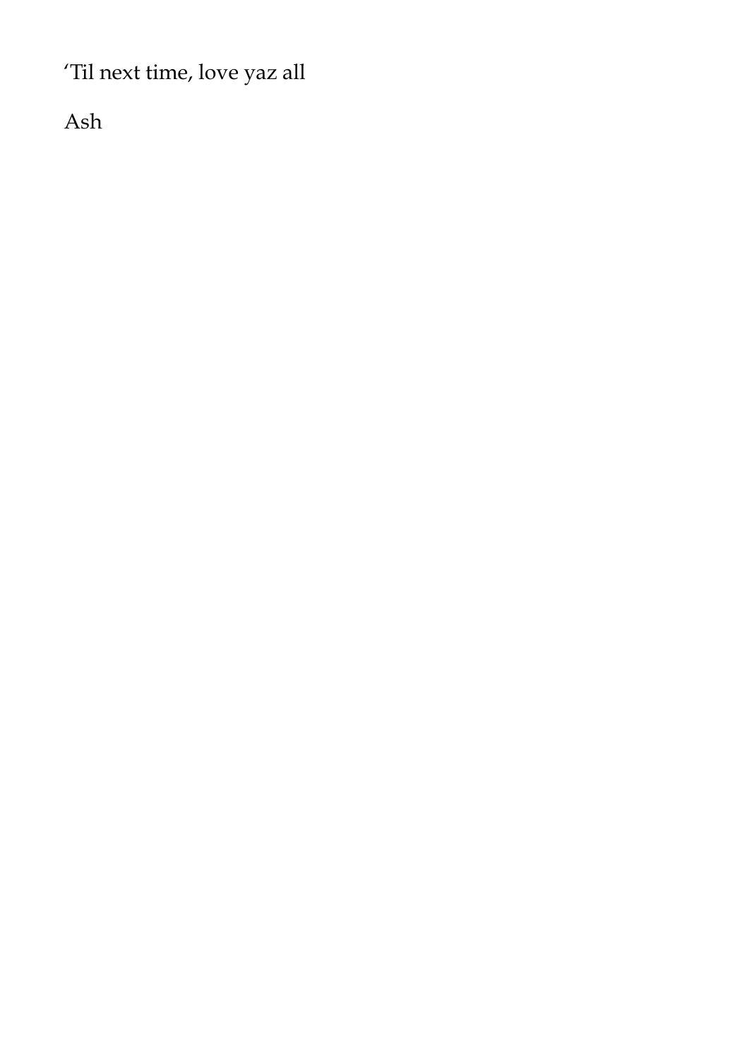'Til next time, love yaz all

Ash